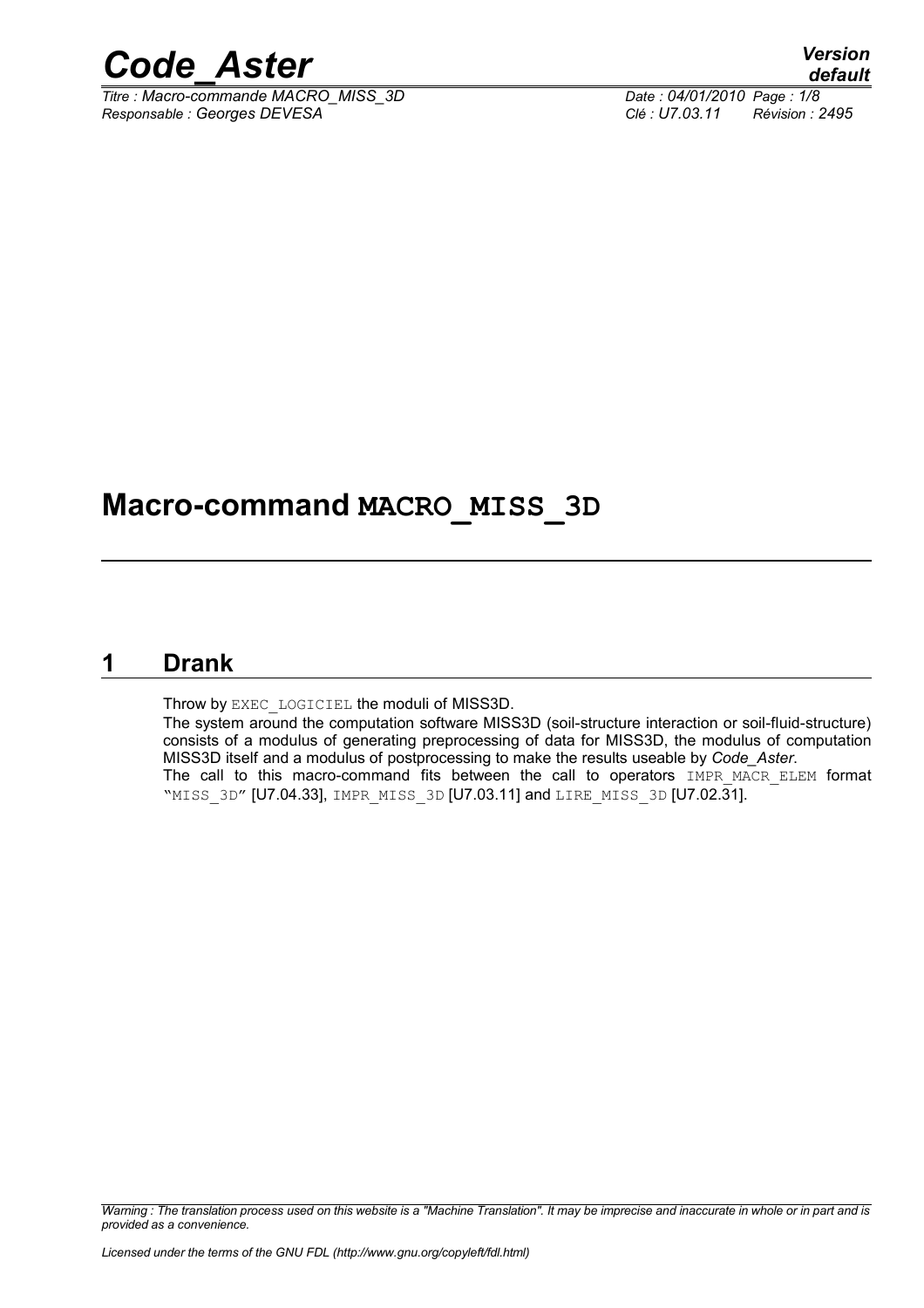# Macro-command MACRO_MISS_3D

## 1 Drank

Throw by EXEC_LOGICIEL the moduli of MISS3D.

The system around the computation software MISS3D (soil-structure interaction or soil-fluid-structure) consists of a modulus of generating preprocessing of data for MISS3D, the modulus of computation MISS3D itself and a modulus of postprocessing to make the results useable by *Code_Aster*.

The call to this macro-command fits between the call to operators IMPR_MACR_ELEM format "MISS_3D" [U7.04.33], IMPR_MISS_3D [U7.03.11] and LIRE_MISS_3D [U7.02.31].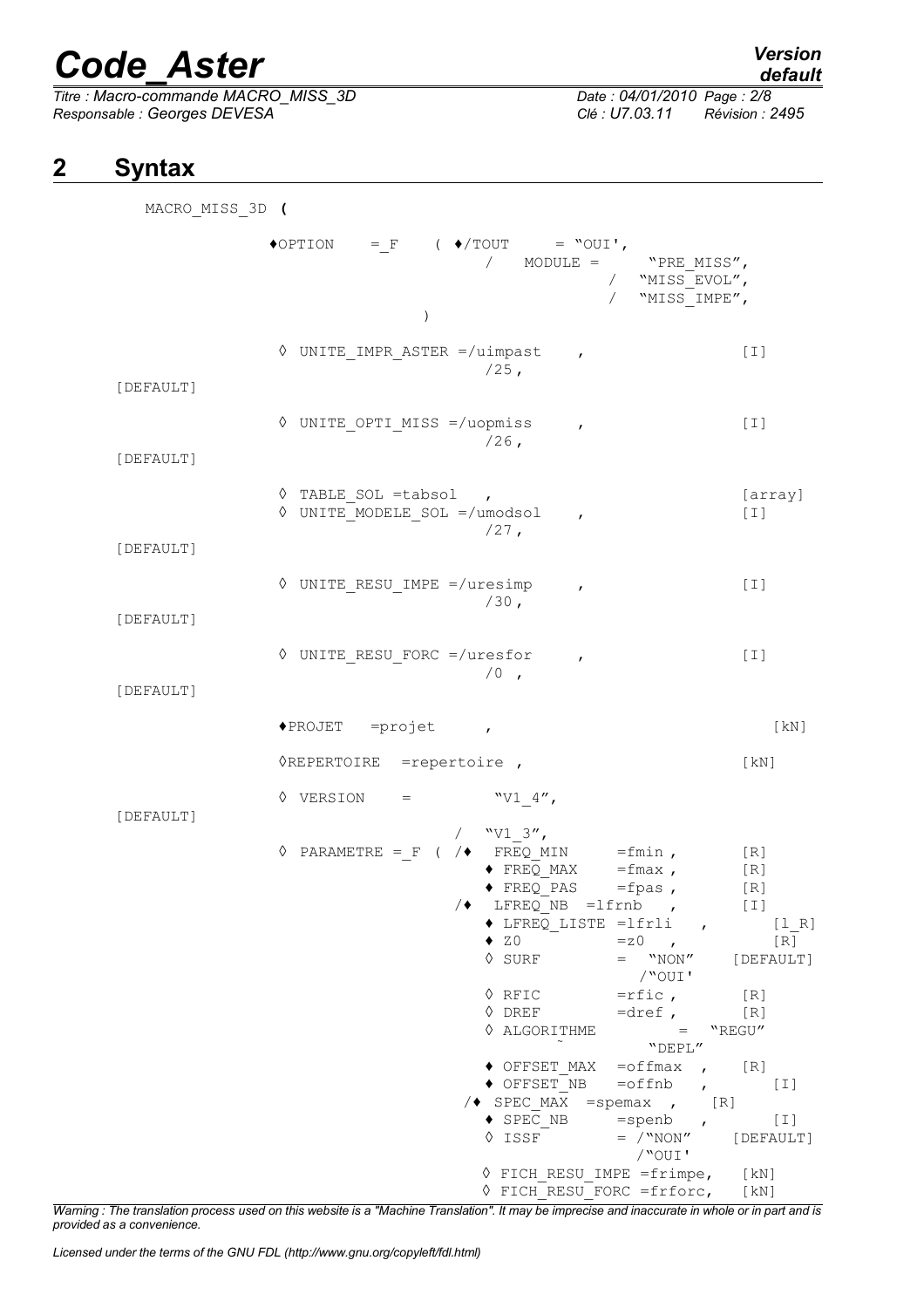# 2 Syntax

```
MACRO_MISS_3D (

        ♦OPTION    =_F    ( ♦/TOUT      = "OUI',
                             /   MODULE =      "PRE_MISS",
                                           /  "MISS_EVOL",
                                           /  "MISS_IMPE",
                          )

        ◊ UNITE_IMPR_ASTER =/uimpast    ,                  [I]
                            /25,                           [DEFAULT]

        ◊ UNITE_OPTI_MISS =/uopmiss     ,                  [I]
                            /26,                           [DEFAULT]

        ◊ TABLE_SOL =tabsol   ,                            [array]
        ◊ UNITE_MODELE_SOL =/umodsol    ,                  [I]
                            /27,                           [DEFAULT]

        ◊ UNITE_RESU_IMPE =/uresimp     ,                  [I]
                            /30,                           [DEFAULT]

        ◊ UNITE_RESU_FORC =/uresfor     ,                  [I]
                            /0 ,                           [DEFAULT]

        ♦PROJET   =projet      ,                           [kN]

        ◊REPERTOIRE  =repertoire ,                         [kN]

        ◊ VERSION     =         "V1_4",                    [DEFAULT]
                            /   "V1_3",
        ◊ PARAMETRE = _F  ( /♦  FREQ_MIN      =fmin ,      [R]
                             ♦ FREQ_MAX      =fmax ,       [R]
                             ♦ FREQ_PAS      =fpas ,       [R]
                          /♦  LFREQ_NB  =lfrnb   ,         [I]
                             ♦ LFREQ_LISTE =lfrli   ,      [l_R]
                             ♦ Z0           =z0   ,        [R]
                             ◊ SURF         =  "NON"       [DEFAULT]
                                               /"OUI'
                             ◊ RFIC         =rfic ,        [R]
                             ◊ DREF         =dref ,        [R]
                             ◊ ALGORITHME        =  "REGU"
                                               "DEPL"
                             ♦ OFFSET_MAX   =offmax  ,     [R]
                             ♦ OFFSET_NB    =offnb   ,     [I]
                          /♦ SPEC_MAX  =spemax  ,      [R]
                             ♦ SPEC_NB      =spenb   ,     [I]
                             ◊ ISSF         = /"NON"       [DEFAULT]
                                               /"OUI'
                          ◊ FICH_RESU_IMPE =frimpe,    [kN]
                          ◊ FICH_RESU_FORC =frforc,    [kN]
```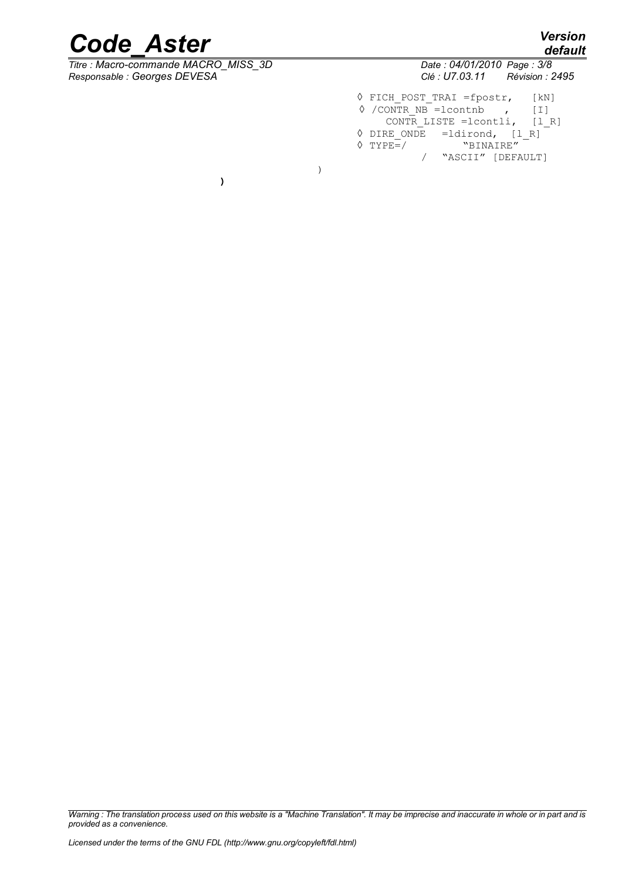```
◊ FICH_POST_TRAI =fpostr,    [kN]
◊ /CONTR_NB =lcontnb   ,     [I]
    CONTR_LISTE =lcontli,  [l_R]
◊ DIRE_ONDE  =ldirond,  [l_R]
◊ TYPE=/          "BINAIRE"
        /  "ASCII" [DEFAULT]
)
)
```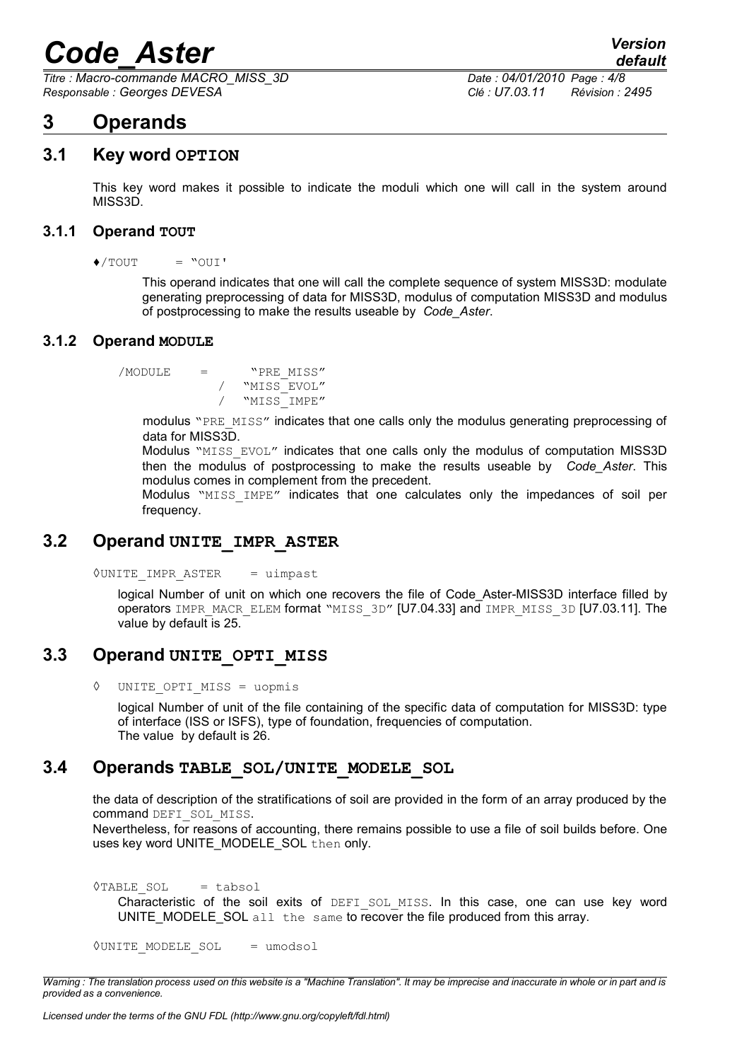# 3 Operands

## 3.1 Key word **OPTION**

This key word makes it possible to indicate the moduli which one will call in the system around MISS3D.

### 3.1.1 Operand **TOUT**

```
♦/TOUT      = "OUI'
```

This operand indicates that one will call the complete sequence of system MISS3D: modulate generating preprocessing of data for MISS3D, modulus of computation MISS3D and modulus of postprocessing to make the results useable by *Code_Aster*.

### 3.1.2 Operand **MODULE**

```
/MODULE     =      "PRE_MISS"
                /  "MISS_EVOL"
                /  "MISS_IMPE"
```

modulus "PRE_MISS" indicates that one calls only the modulus generating preprocessing of data for MISS3D.
Modulus "MISS_EVOL" indicates that one calls only the modulus of computation MISS3D then the modulus of postprocessing to make the results useable by *Code_Aster*. This modulus comes in complement from the precedent.
Modulus "MISS_IMPE" indicates that one calculates only the impedances of soil per frequency.

## 3.2 Operand **UNITE_IMPR_ASTER**

```
◊UNITE_IMPR_ASTER    = uimpast
```

logical Number of unit on which one recovers the file of Code_Aster-MISS3D interface filled by operators IMPR_MACR_ELEM format "MISS_3D" [U7.04.33] and IMPR_MISS_3D [U7.03.11]. The value by default is 25.

## 3.3 Operand **UNITE_OPTI_MISS**

```
◊  UNITE_OPTI_MISS = uopmis
```

logical Number of unit of the file containing of the specific data of computation for MISS3D: type of interface (ISS or ISFS), type of foundation, frequencies of computation.
The value by default is 26.

## 3.4 Operands **TABLE_SOL/UNITE_MODELE_SOL**

the data of description of the stratifications of soil are provided in the form of an array produced by the command DEFI_SOL_MISS.
Nevertheless, for reasons of accounting, there remains possible to use a file of soil builds before. One uses key word UNITE_MODELE_SOL then only.

```
◊TABLE_SOL     = tabsol
```

Characteristic of the soil exits of DEFI_SOL_MISS. In this case, one can use key word UNITE_MODELE_SOL all the same to recover the file produced from this array.

```
◊UNITE_MODELE_SOL    = umodsol
```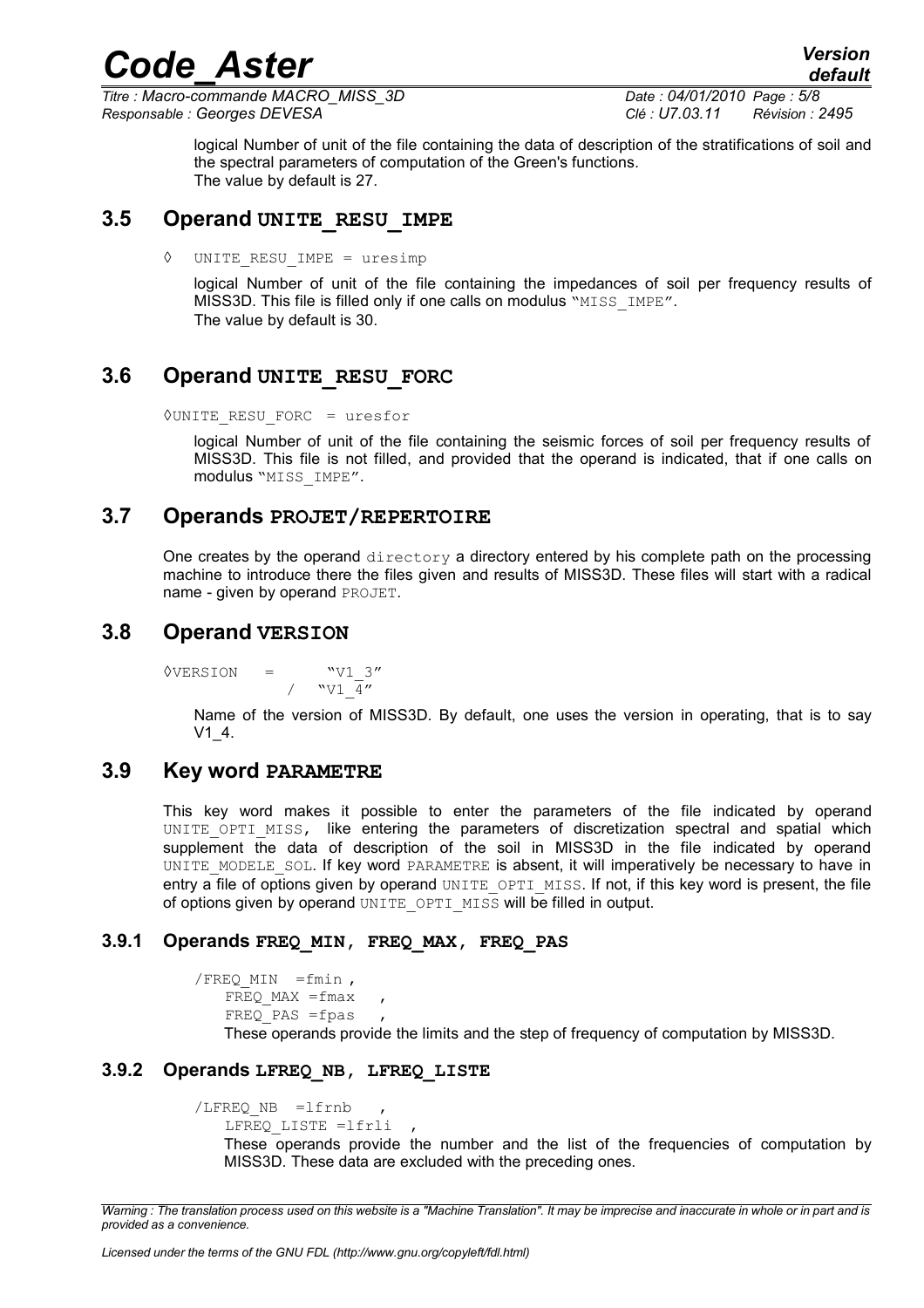logical Number of unit of the file containing the data of description of the stratifications of soil and the spectral parameters of computation of the Green's functions.
The value by default is 27.

## 3.5 Operand UNITE_RESU_IMPE

◊ UNITE_RESU_IMPE = uresimp

logical Number of unit of the file containing the impedances of soil per frequency results of MISS3D. This file is filled only if one calls on modulus "MISS_IMPE".
The value by default is 30.

## 3.6 Operand UNITE_RESU_FORC

◊UNITE_RESU_FORC = uresfor

logical Number of unit of the file containing the seismic forces of soil per frequency results of MISS3D. This file is not filled, and provided that the operand is indicated, that if one calls on modulus "MISS_IMPE".

## 3.7 Operands PROJET/REPERTOIRE

One creates by the operand directory a directory entered by his complete path on the processing machine to introduce there the files given and results of MISS3D. These files will start with a radical name - given by operand PROJET.

## 3.8 Operand VERSION

```
◊VERSION   =      "V1_3"
             /   "V1_4"
```

Name of the version of MISS3D. By default, one uses the version in operating, that is to say V1_4.

## 3.9 Key word PARAMETRE

This key word makes it possible to enter the parameters of the file indicated by operand UNITE_OPTI_MISS, like entering the parameters of discretization spectral and spatial which supplement the data of description of the soil in MISS3D in the file indicated by operand UNITE_MODELE_SOL. If key word PARAMETRE is absent, it will imperatively be necessary to have in entry a file of options given by operand UNITE_OPTI_MISS. If not, if this key word is present, the file of options given by operand UNITE_OPTI_MISS will be filled in output.

### 3.9.1 Operands FREQ_MIN, FREQ_MAX, FREQ_PAS

```
/FREQ_MIN  =fmin ,
   FREQ_MAX =fmax   ,
   FREQ_PAS =fpas   ,
```

These operands provide the limits and the step of frequency of computation by MISS3D.

### 3.9.2 Operands LFREQ_NB, LFREQ_LISTE

```
/LFREQ_NB  =lfrnb   ,
   LFREQ_LISTE =lfrli  ,
```

These operands provide the number and the list of the frequencies of computation by MISS3D. These data are excluded with the preceding ones.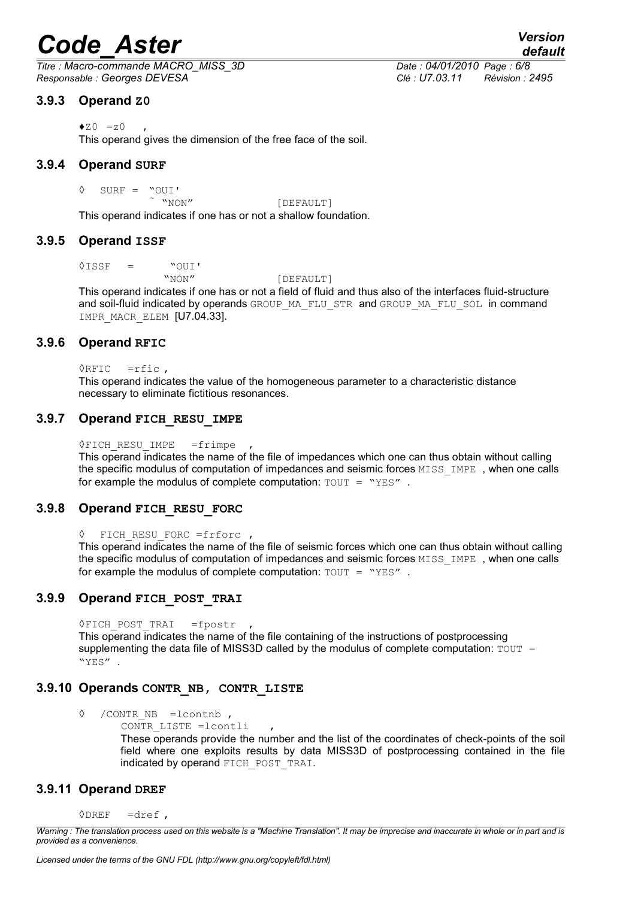### 3.9.3 Operand **Z0**

♦Z0 =z0 ,

This operand gives the dimension of the free face of the soil.

### 3.9.4 Operand **SURF**

◊ SURF = "OUI'
˜ "NON" [DEFAULT]

This operand indicates if one has or not a shallow foundation.

### 3.9.5 Operand **ISSF**

◊ISSF = "OUI'
"NON" [DEFAULT]

This operand indicates if one has or not a field of fluid and thus also of the interfaces fluid-structure and soil-fluid indicated by operands GROUP_MA_FLU_STR and GROUP_MA_FLU_SOL in command IMPR_MACR_ELEM [U7.04.33].

### 3.9.6 Operand **RFIC**

◊RFIC =rfic ,

This operand indicates the value of the homogeneous parameter to a characteristic distance necessary to eliminate fictitious resonances.

### 3.9.7 Operand **FICH_RESU_IMPE**

◊FICH_RESU_IMPE =frimpe ,

This operand indicates the name of the file of impedances which one can thus obtain without calling the specific modulus of computation of impedances and seismic forces MISS_IMPE , when one calls for example the modulus of complete computation: TOUT = "YES" .

### 3.9.8 Operand **FICH_RESU_FORC**

◊ FICH_RESU_FORC =frforc ,

This operand indicates the name of the file of seismic forces which one can thus obtain without calling the specific modulus of computation of impedances and seismic forces MISS_IMPE , when one calls for example the modulus of complete computation: TOUT = "YES" .

### 3.9.9 Operand **FICH_POST_TRAI**

◊FICH_POST_TRAI =fpostr ,

This operand indicates the name of the file containing of the instructions of postprocessing supplementing the data file of MISS3D called by the modulus of complete computation: TOUT = "YES" .

### 3.9.10 Operands **CONTR_NB, CONTR_LISTE**

◊ /CONTR_NB =lcontnb ,
CONTR_LISTE =lcontli ,

These operands provide the number and the list of the coordinates of check-points of the soil field where one exploits results by data MISS3D of postprocessing contained in the file indicated by operand FICH_POST_TRAI.

### 3.9.11 Operand **DREF**

◊DREF =dref ,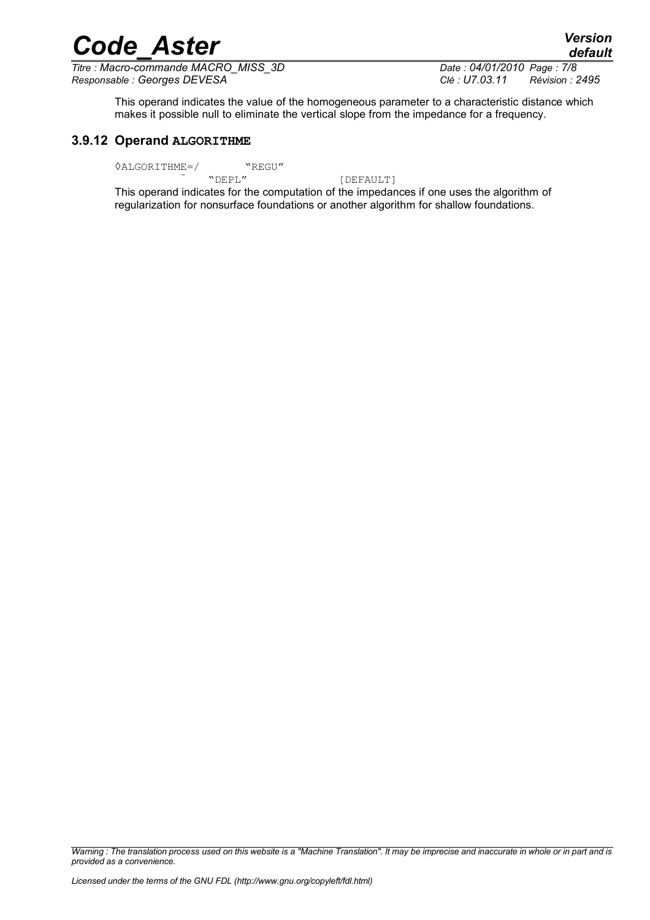This operand indicates the value of the homogeneous parameter to a characteristic distance which makes it possible null to eliminate the vertical slope from the impedance for a frequency.

### 3.9.12 Operand ALGORITHME

```
◊ALGORITHME=/        "REGU"
           ˜    "DEPL"                [DEFAULT]
```

This operand indicates for the computation of the impedances if one uses the algorithm of regularization for nonsurface foundations or another algorithm for shallow foundations.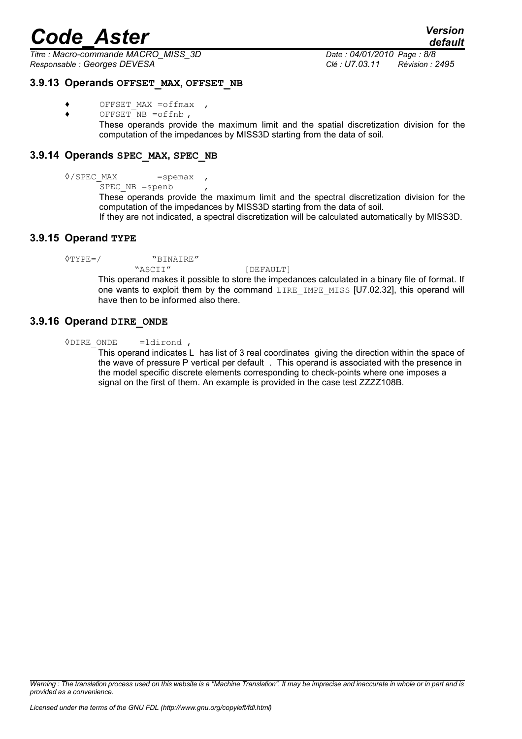### 3.9.13 Operands OFFSET_MAX, OFFSET_NB

```
♦       OFFSET_MAX =offmax  ,
♦       OFFSET_NB =offnb ,
```

These operands provide the maximum limit and the spatial discretization division for the computation of the impedances by MISS3D starting from the data of soil.

### 3.9.14 Operands SPEC_MAX, SPEC_NB

```
◊/SPEC_MAX        =spemax  ,
      SPEC_NB =spenb      ,
```

These operands provide the maximum limit and the spectral discretization division for the computation of the impedances by MISS3D starting from the data of soil.
If they are not indicated, a spectral discretization will be calculated automatically by MISS3D.

### 3.9.15 Operand TYPE

```
◊TYPE=/           "BINAIRE"
             "ASCII"               [DEFAULT]
```

This operand makes it possible to store the impedances calculated in a binary file of format. If one wants to exploit them by the command LIRE_IMPE_MISS [U7.02.32], this operand will have then to be informed also there.

### 3.9.16 Operand DIRE_ONDE

```
◊DIRE_ONDE     =ldirond ,
```

This operand indicates L has list of 3 real coordinates giving the direction within the space of the wave of pressure P vertical per default . This operand is associated with the presence in the model specific discrete elements corresponding to check-points where one imposes a signal on the first of them. An example is provided in the case test ZZZZ108B.